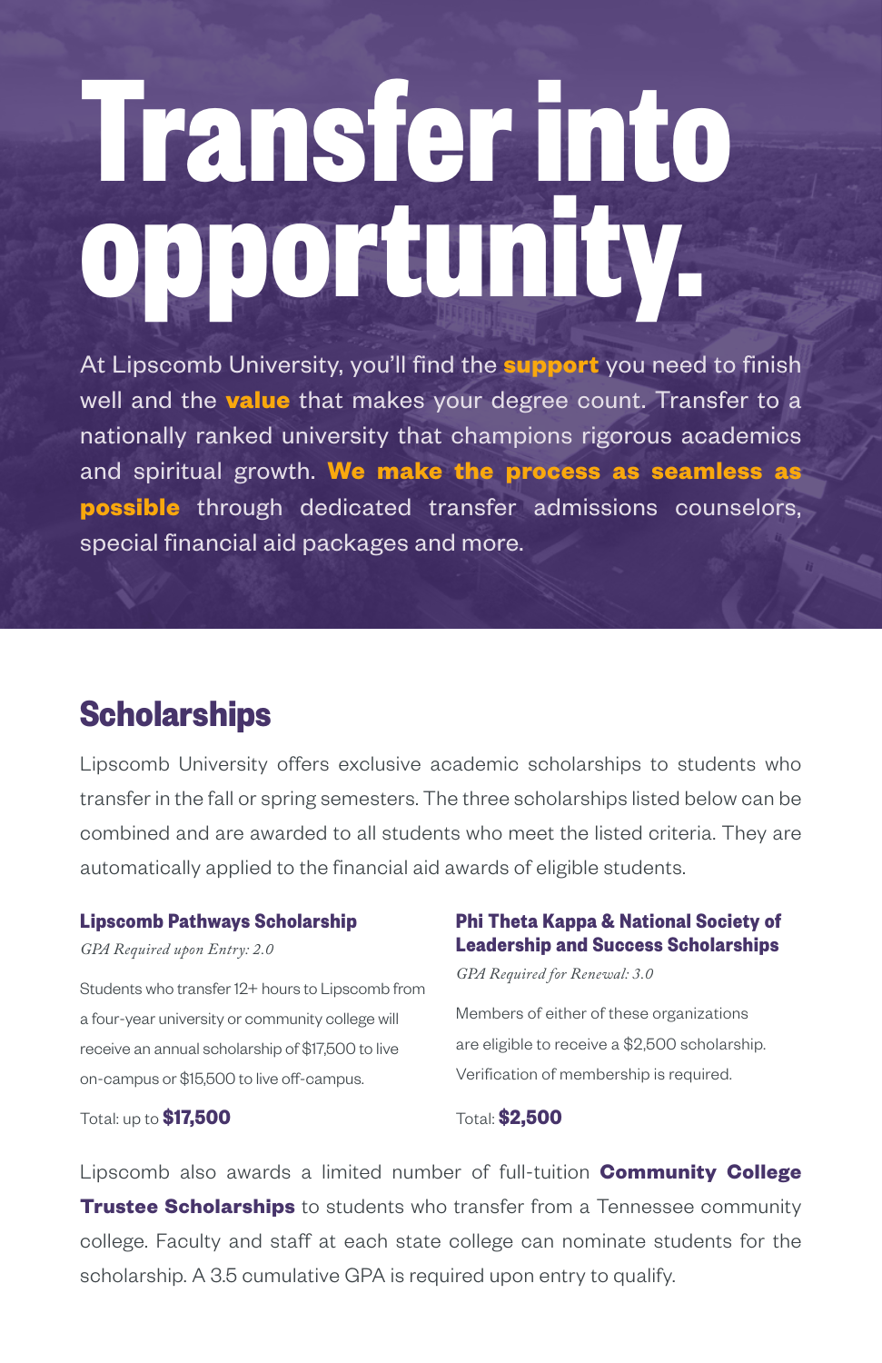# Transfer into opportunity.

At Lipscomb University, you'll find the **support** you need to finish well and the **value** that makes your degree count. Transfer to a nationally ranked university that champions rigorous academics and spiritual growth. **We make the process as seamless as possible** through dedicated transfer admissions counselors, special financial aid packages and more.

## Scholarships

Lipscomb University offers exclusive academic scholarships to students who transfer in the fall or spring semesters. The three scholarships listed below can be combined and are awarded to all students who meet the listed criteria. They are automatically applied to the financial aid awards of eligible students.

### Lipscomb Pathways Scholarship

*GPA Required upon Entry: 2.0*

Students who transfer 12+ hours to Lipscomb from a four-year university or community college will receive an annual scholarship of $17,500 to live on-campus or $15,500 to live off-campus.

Total: up to **$17,500**

### Phi Theta Kappa & National Society of Leadership and Success Scholarships

*GPA Required for Renewal: 3.0*

Members of either of these organizations are eligible to receive a $2,500 scholarship. Verification of membership is required.

Total: **$2,500**

Lipscomb also awards a limited number of full-tuition **Community College Trustee Scholarships** to students who transfer from a Tennessee community college. Faculty and staff at each state college can nominate students for the scholarship. A 3.5 cumulative GPA is required upon entry to qualify.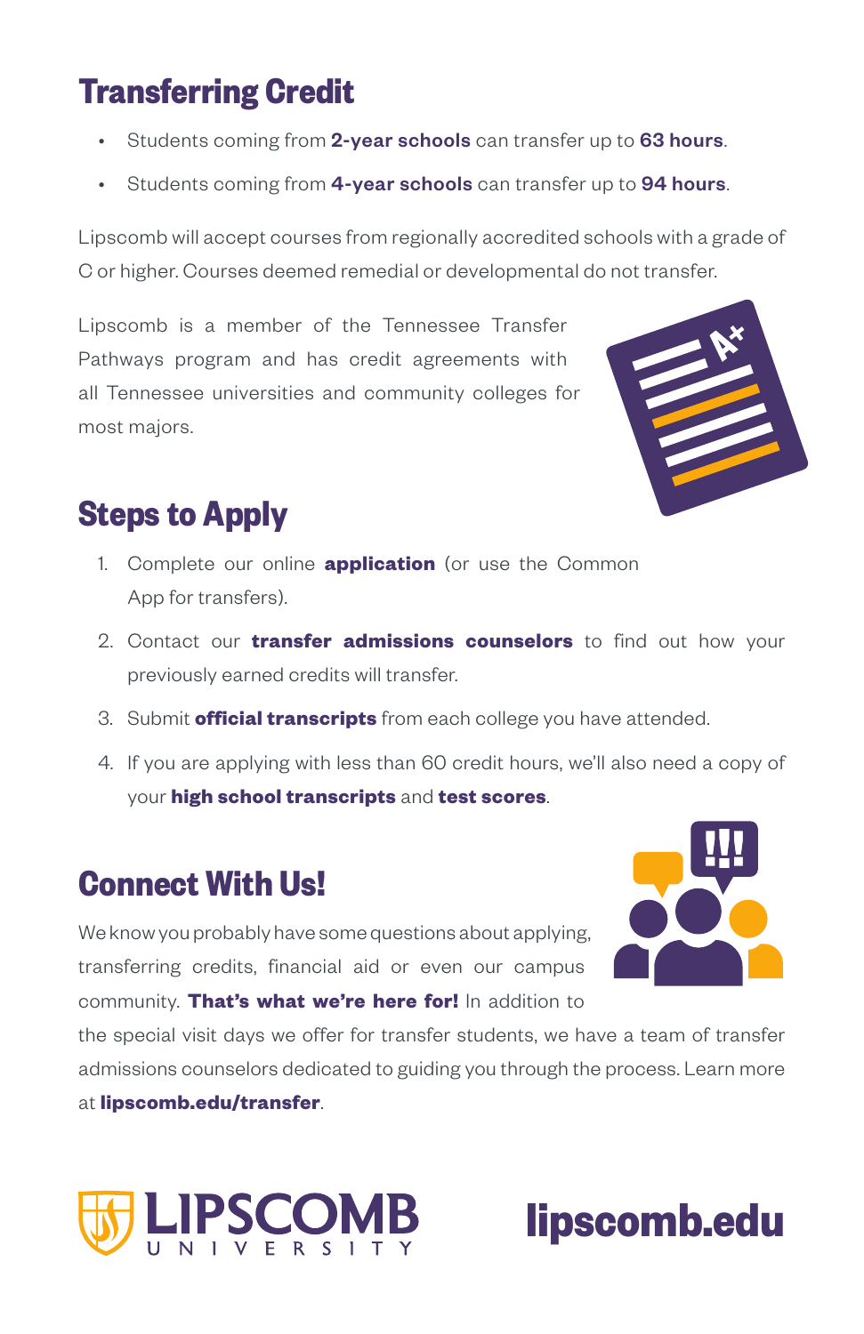## Transferring Credit

- Students coming from **2-year schools** can transfer up to **63 hours**.
- Students coming from **4-year schools** can transfer up to **94 hours**.

Lipscomb will accept courses from regionally accredited schools with a grade of C or higher. Courses deemed remedial or developmental do not transfer.

Lipscomb is a member of the Tennessee Transfer Pathways program and has credit agreements with all Tennessee universities and community colleges for most majors.

## Steps to Apply

1. Complete our online **application** (or use the Common App for transfers).
2. Contact our **transfer admissions counselors** to find out how your previously earned credits will transfer.
3. Submit **official transcripts** from each college you have attended.
4. If you are applying with less than 60 credit hours, we'll also need a copy of your **high school transcripts** and **test scores**.

## Connect With Us!

We know you probably have some questions about applying, transferring credits, financial aid or even our campus community. **That's what we're here for!** In addition to the special visit days we offer for transfer students, we have a team of transfer admissions counselors dedicated to guiding you through the process. Learn more at **lipscomb.edu/transfer**.

LIPSCOMB UNIVERSITY

**lipscomb.edu**